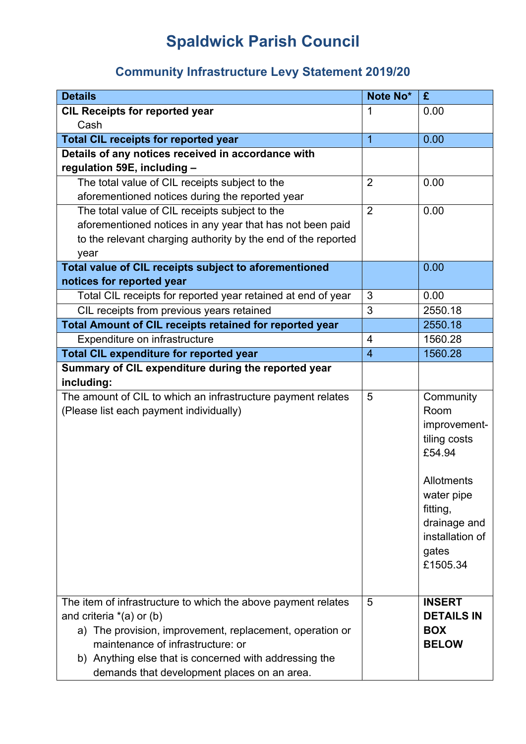# Spaldwick Parish Council

## Community Infrastructure Levy Statement 2019/20

| Details | Note No* | £ |
|---|---|---|
| **CIL Receipts for reported year**<br>Cash | 1 | 0.00 |
| **Total CIL receipts for reported year** | 1 | 0.00 |
| **Details of any notices received in accordance with regulation 59E, including –** | | |
| The total value of CIL receipts subject to the aforementioned notices during the reported year | 2 | 0.00 |
| The total value of CIL receipts subject to the aforementioned notices in any year that has not been paid to the relevant charging authority by the end of the reported year | 2 | 0.00 |
| **Total value of CIL receipts subject to aforementioned notices for reported year** | | 0.00 |
| Total CIL receipts for reported year retained at end of year | 3 | 0.00 |
| CIL receipts from previous years retained | 3 | 2550.18 |
| **Total Amount of CIL receipts retained for reported year** | | 2550.18 |
| Expenditure on infrastructure | 4 | 1560.28 |
| **Total CIL expenditure for reported year** | 4 | 1560.28 |
| **Summary of CIL expenditure during the reported year including:** | | |
| The amount of CIL to which an infrastructure payment relates (Please list each payment individually) | 5 | Community Room improvement- tiling costs £54.94<br><br>Allotments water pipe fitting, drainage and installation of gates £1505.34 |
| The item of infrastructure to which the above payment relates and criteria *(a) or (b)<br>a) The provision, improvement, replacement, operation or maintenance of infrastructure: or<br>b) Anything else that is concerned with addressing the demands that development places on an area. | 5 | **INSERT DETAILS IN BOX BELOW** |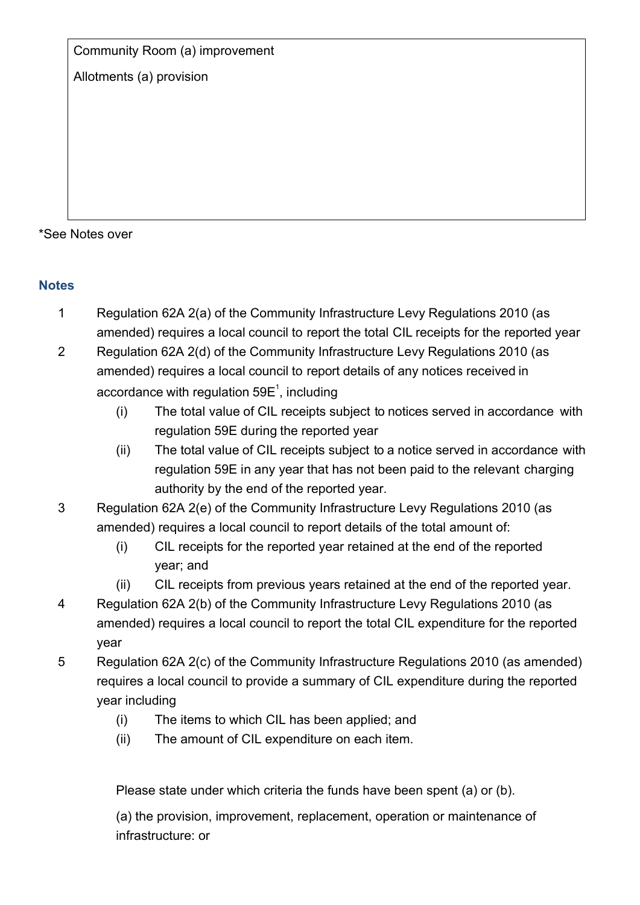Community Room (a) improvement

Allotments (a) provision

*See Notes over

### Notes

1. Regulation 62A 2(a) of the Community Infrastructure Levy Regulations 2010 (as amended) requires a local council to report the total CIL receipts for the reported year
2. Regulation 62A 2(d) of the Community Infrastructure Levy Regulations 2010 (as amended) requires a local council to report details of any notices received in accordance with regulation 59E[1], including
   - (i) The total value of CIL receipts subject to notices served in accordance with regulation 59E during the reported year
   - (ii) The total value of CIL receipts subject to a notice served in accordance with regulation 59E in any year that has not been paid to the relevant charging authority by the end of the reported year.
3. Regulation 62A 2(e) of the Community Infrastructure Levy Regulations 2010 (as amended) requires a local council to report details of the total amount of:
   - (i) CIL receipts for the reported year retained at the end of the reported year; and
   - (ii) CIL receipts from previous years retained at the end of the reported year.
4. Regulation 62A 2(b) of the Community Infrastructure Levy Regulations 2010 (as amended) requires a local council to report the total CIL expenditure for the reported year
5. Regulation 62A 2(c) of the Community Infrastructure Regulations 2010 (as amended) requires a local council to provide a summary of CIL expenditure during the reported year including
   - (i) The items to which CIL has been applied; and
   - (ii) The amount of CIL expenditure on each item.

   Please state under which criteria the funds have been spent (a) or (b).

   (a) the provision, improvement, replacement, operation or maintenance of infrastructure: or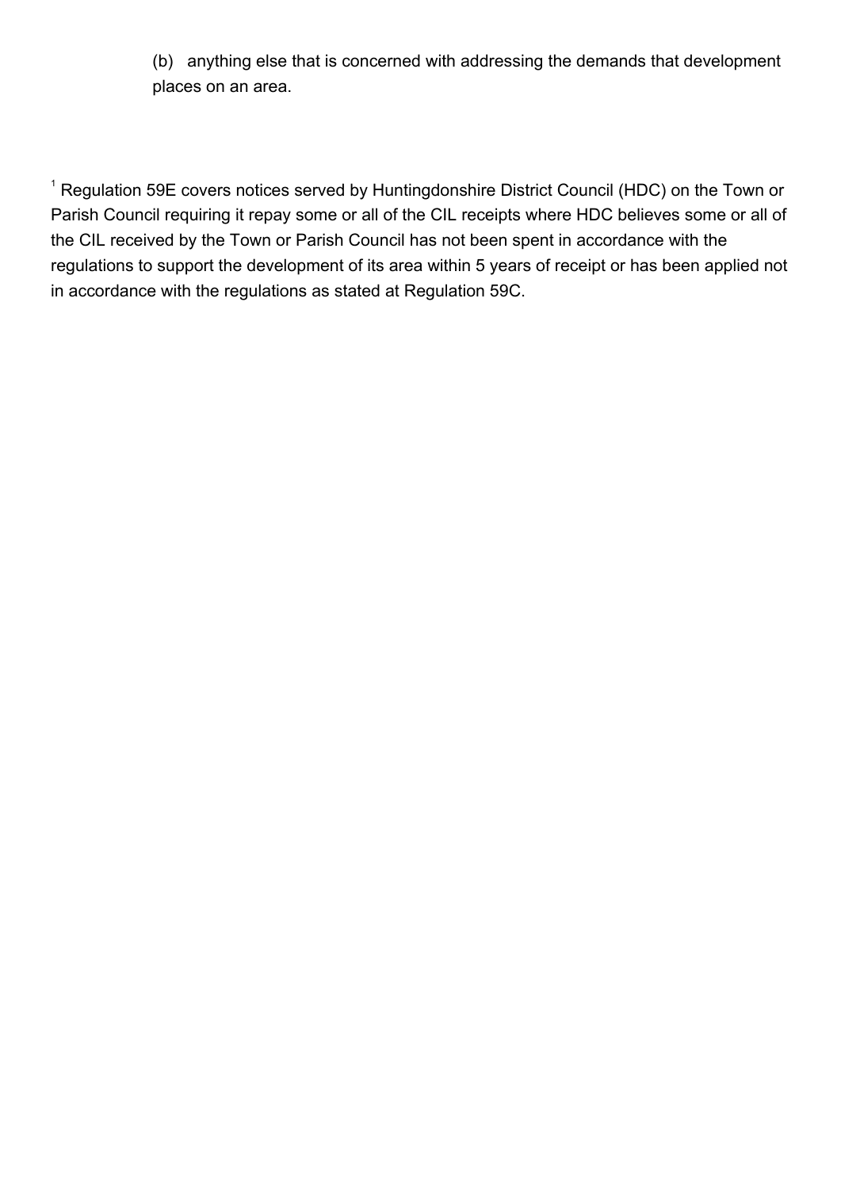(b) anything else that is concerned with addressing the demands that development places on an area.

[1] Regulation 59E covers notices served by Huntingdonshire District Council (HDC) on the Town or Parish Council requiring it repay some or all of the CIL receipts where HDC believes some or all of the CIL received by the Town or Parish Council has not been spent in accordance with the regulations to support the development of its area within 5 years of receipt or has been applied not in accordance with the regulations as stated at Regulation 59C.